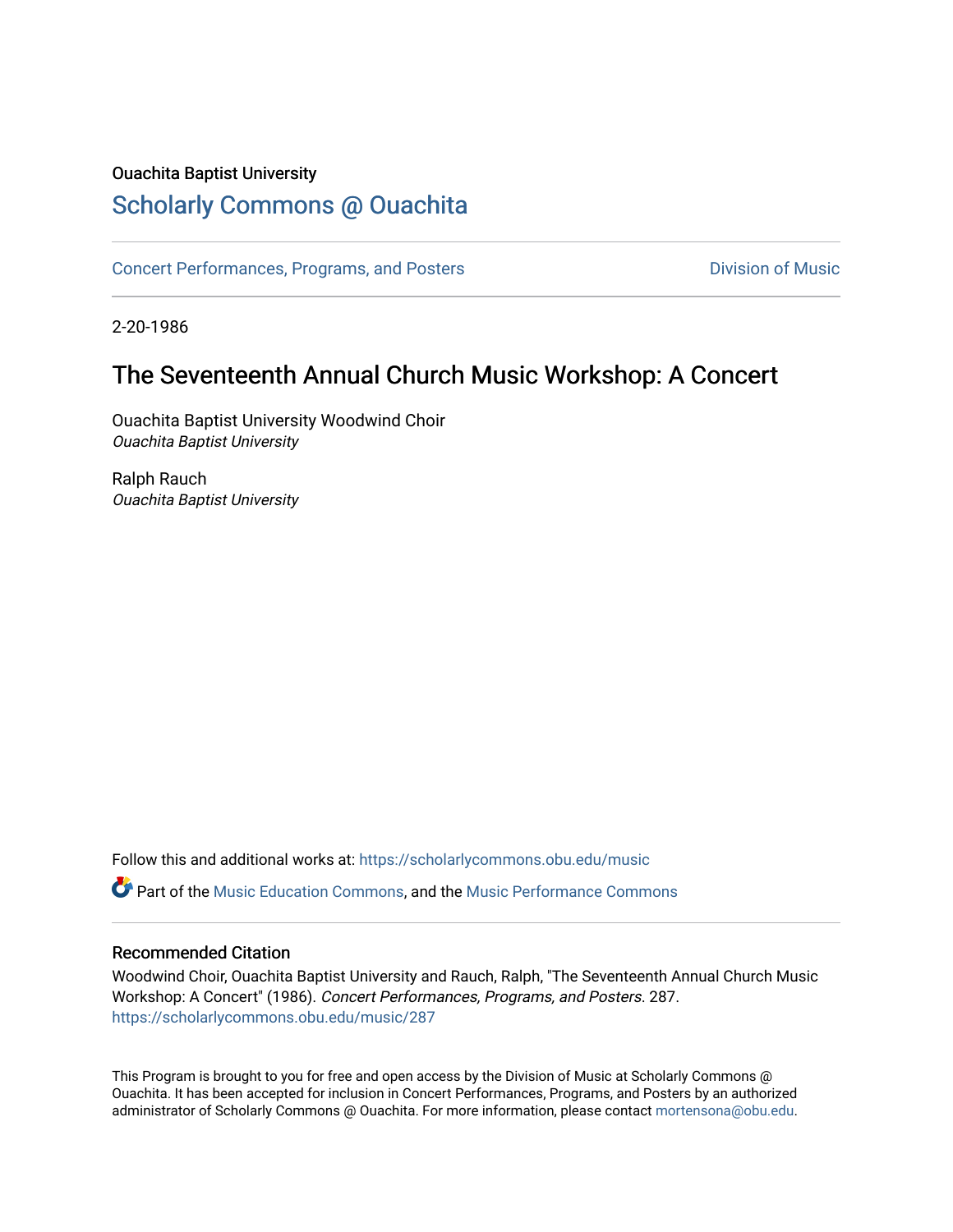Ouachita Baptist University

# Scholarly Commons @ Ouachita

Concert Performances, Programs, and Posters

Division of Music

2-20-1986

## The Seventeenth Annual Church Music Workshop: A Concert

Ouachita Baptist University Woodwind Choir
*Ouachita Baptist University*

Ralph Rauch
*Ouachita Baptist University*

Follow this and additional works at: https://scholarlycommons.obu.edu/music

Part of the Music Education Commons, and the Music Performance Commons

### Recommended Citation

Woodwind Choir, Ouachita Baptist University and Rauch, Ralph, "The Seventeenth Annual Church Music Workshop: A Concert" (1986). *Concert Performances, Programs, and Posters*. 287.
https://scholarlycommons.obu.edu/music/287

This Program is brought to you for free and open access by the Division of Music at Scholarly Commons @ Ouachita. It has been accepted for inclusion in Concert Performances, Programs, and Posters by an authorized administrator of Scholarly Commons @ Ouachita. For more information, please contact mortensona@obu.edu.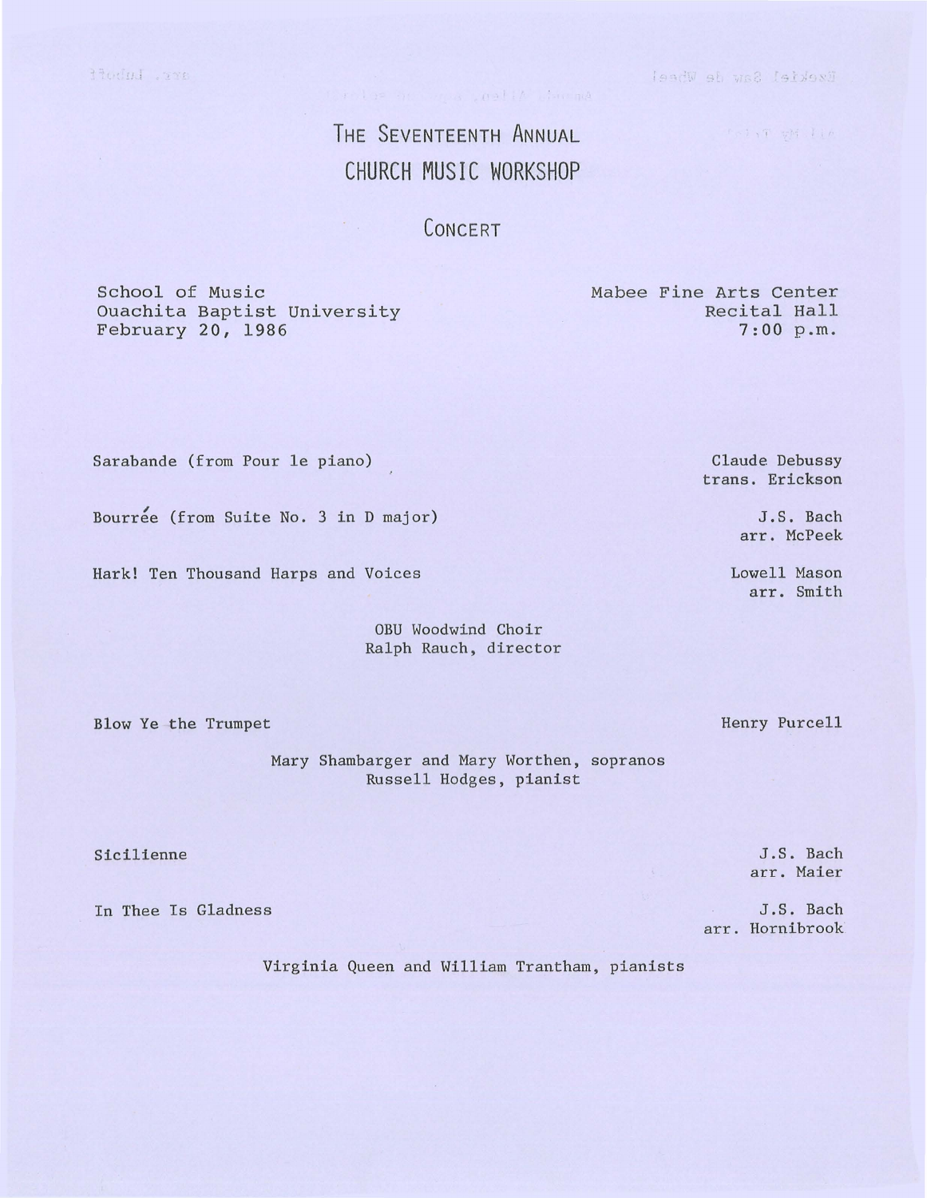# The Seventeenth Annual Church Music Workshop

## Concert

School of Music
Ouachita Baptist University
February 20, 1986

Mabee Fine Arts Center
Recital Hall
7:00 p.m.

Sarabande (from Pour le piano) — Claude Debussy, trans. Erickson

Bourrée (from Suite No. 3 in D major) — J.S. Bach, arr. McPeek

Hark! Ten Thousand Harps and Voices — Lowell Mason, arr. Smith

OBU Woodwind Choir
Ralph Rauch, director

Blow Ye the Trumpet — Henry Purcell

Mary Shambarger and Mary Worthen, sopranos
Russell Hodges, pianist

Sicilienne — J.S. Bach, arr. Maier

In Thee Is Gladness — J.S. Bach, arr. Hornibrook

Virginia Queen and William Trantham, pianists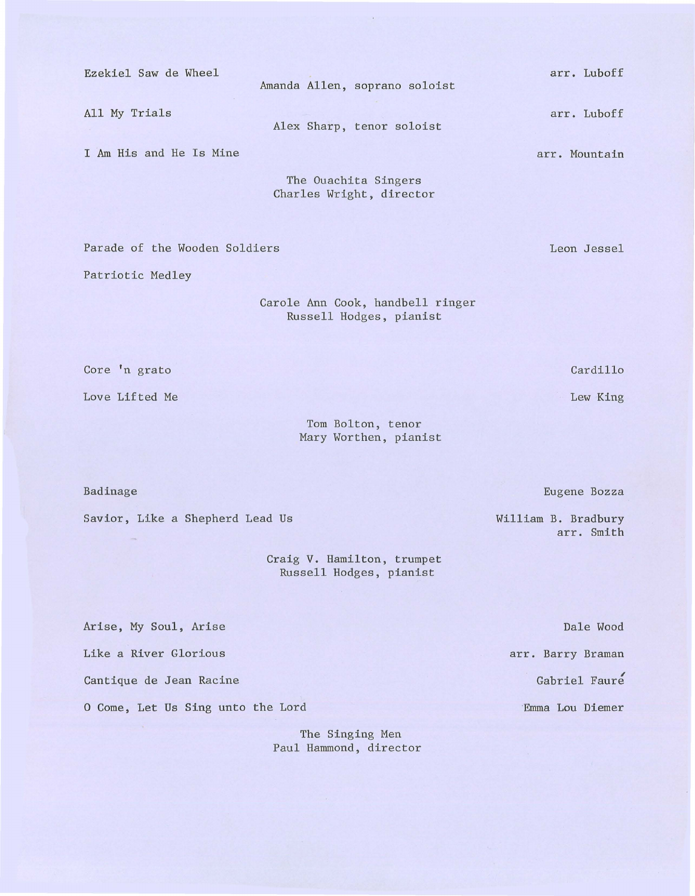Ezekiel Saw de Wheel — arr. Luboff

Amanda Allen, soprano soloist

All My Trials — arr. Luboff

Alex Sharp, tenor soloist

I Am His and He Is Mine — arr. Mountain

The Ouachita Singers
Charles Wright, director

Parade of the Wooden Soldiers — Leon Jessel

Patriotic Medley

Carole Ann Cook, handbell ringer
Russell Hodges, pianist

Core 'n grato — Cardillo

Love Lifted Me — Lew King

Tom Bolton, tenor
Mary Worthen, pianist

Badinage — Eugene Bozza

Savior, Like a Shepherd Lead Us — William B. Bradbury, arr. Smith

Craig V. Hamilton, trumpet
Russell Hodges, pianist

Arise, My Soul, Arise — Dale Wood

Like a River Glorious — arr. Barry Braman

Cantique de Jean Racine — Gabriel Fauré

O Come, Let Us Sing unto the Lord — Emma Lou Diemer

The Singing Men
Paul Hammond, director